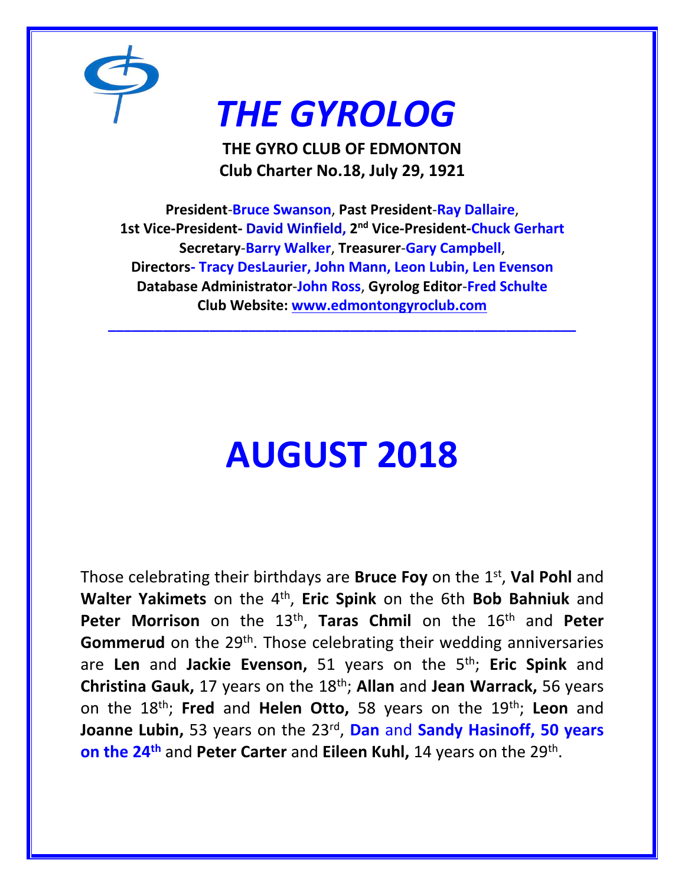# *THE GYROLOG*

**THE GYRO CLUB OF EDMONTON**
**Club Charter No.18, July 29, 1921**

**President-Bruce Swanson, Past President-Ray Dallaire,**
**1st Vice-President- David Winfield, 2nd Vice-President-Chuck Gerhart**
**Secretary-Barry Walker, Treasurer-Gary Campbell,**
**Directors- Tracy DesLaurier, John Mann, Leon Lubin, Len Evenson**
**Database Administrator-John Ross, Gyrolog Editor-Fred Schulte**
**Club Website: www.edmontongyroclub.com**

---

# AUGUST 2018

Those celebrating their birthdays are **Bruce Foy** on the 1st, **Val Pohl** and **Walter Yakimets** on the 4th, **Eric Spink** on the 6th **Bob Bahniuk** and **Peter Morrison** on the 13th, **Taras Chmil** on the 16th and **Peter Gommerud** on the 29th. Those celebrating their wedding anniversaries are **Len** and **Jackie Evenson,** 51 years on the 5th; **Eric Spink** and **Christina Gauk,** 17 years on the 18th; **Allan** and **Jean Warrack,** 56 years on the 18th; **Fred** and **Helen Otto,** 58 years on the 19th; **Leon** and **Joanne Lubin,** 53 years on the 23rd, **Dan** and **Sandy Hasinoff, 50 years on the 24th** and **Peter Carter** and **Eileen Kuhl,** 14 years on the 29th.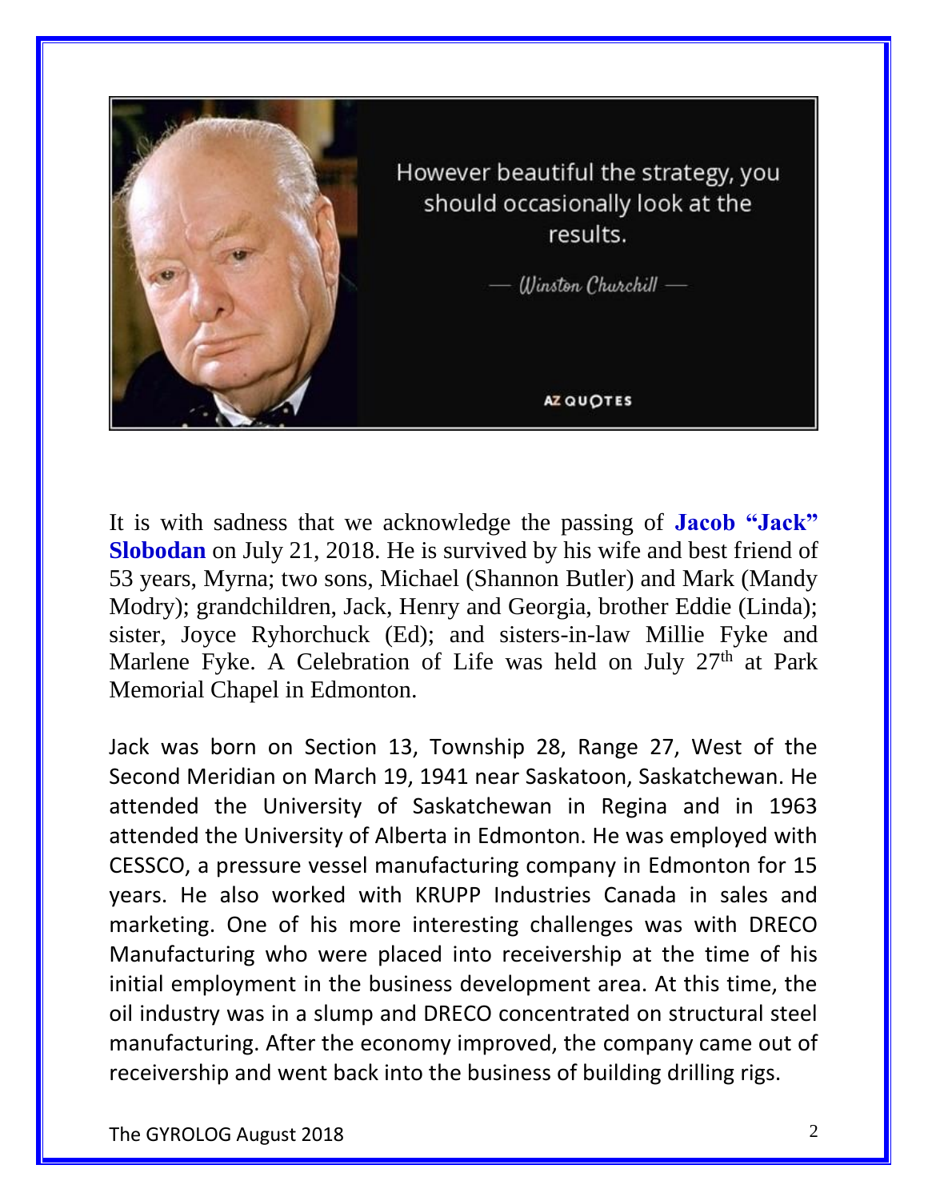However beautiful the strategy, you should occasionally look at the results.

— *Winston Churchill* —

AZ QUOTES

It is with sadness that we acknowledge the passing of **Jacob "Jack" Slobodan** on July 21, 2018. He is survived by his wife and best friend of 53 years, Myrna; two sons, Michael (Shannon Butler) and Mark (Mandy Modry); grandchildren, Jack, Henry and Georgia, brother Eddie (Linda); sister, Joyce Ryhorchuck (Ed); and sisters-in-law Millie Fyke and Marlene Fyke. A Celebration of Life was held on July 27th at Park Memorial Chapel in Edmonton.

Jack was born on Section 13, Township 28, Range 27, West of the Second Meridian on March 19, 1941 near Saskatoon, Saskatchewan. He attended the University of Saskatchewan in Regina and in 1963 attended the University of Alberta in Edmonton. He was employed with CESSCO, a pressure vessel manufacturing company in Edmonton for 15 years. He also worked with KRUPP Industries Canada in sales and marketing. One of his more interesting challenges was with DRECO Manufacturing who were placed into receivership at the time of his initial employment in the business development area. At this time, the oil industry was in a slump and DRECO concentrated on structural steel manufacturing. After the economy improved, the company came out of receivership and went back into the business of building drilling rigs.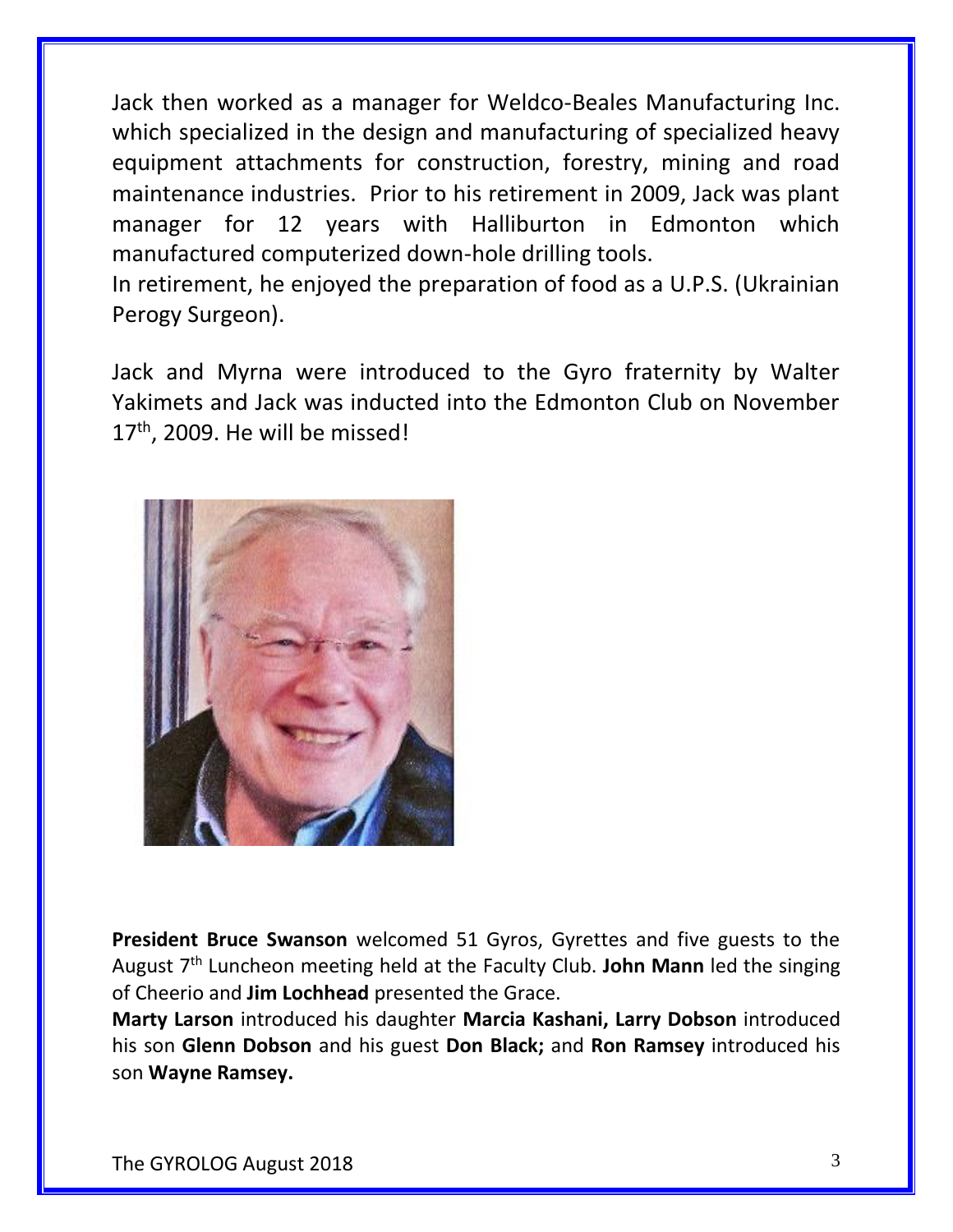Jack then worked as a manager for Weldco-Beales Manufacturing Inc. which specialized in the design and manufacturing of specialized heavy equipment attachments for construction, forestry, mining and road maintenance industries. Prior to his retirement in 2009, Jack was plant manager for 12 years with Halliburton in Edmonton which manufactured computerized down-hole drilling tools.
In retirement, he enjoyed the preparation of food as a U.P.S. (Ukrainian Perogy Surgeon).

Jack and Myrna were introduced to the Gyro fraternity by Walter Yakimets and Jack was inducted into the Edmonton Club on November 17th, 2009. He will be missed!

**President Bruce Swanson** welcomed 51 Gyros, Gyrettes and five guests to the August 7th Luncheon meeting held at the Faculty Club. **John Mann** led the singing of Cheerio and **Jim Lochhead** presented the Grace.
**Marty Larson** introduced his daughter **Marcia Kashani, Larry Dobson** introduced his son **Glenn Dobson** and his guest **Don Black;** and **Ron Ramsey** introduced his son **Wayne Ramsey.**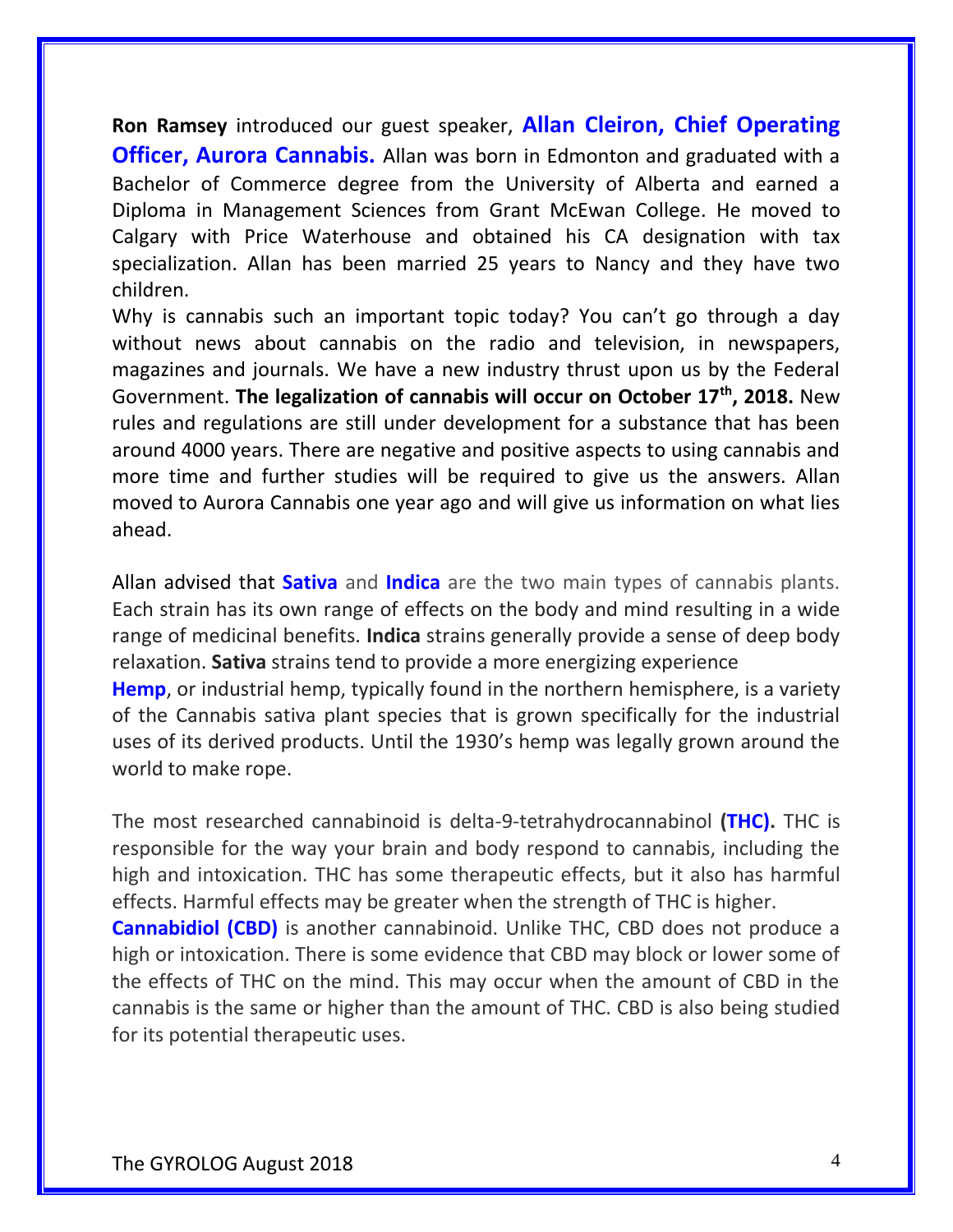**Ron Ramsey** introduced our guest speaker, **Allan Cleiron, Chief Operating Officer, Aurora Cannabis.** Allan was born in Edmonton and graduated with a Bachelor of Commerce degree from the University of Alberta and earned a Diploma in Management Sciences from Grant McEwan College. He moved to Calgary with Price Waterhouse and obtained his CA designation with tax specialization. Allan has been married 25 years to Nancy and they have two children.

Why is cannabis such an important topic today? You can't go through a day without news about cannabis on the radio and television, in newspapers, magazines and journals. We have a new industry thrust upon us by the Federal Government. **The legalization of cannabis will occur on October 17th, 2018.** New rules and regulations are still under development for a substance that has been around 4000 years. There are negative and positive aspects to using cannabis and more time and further studies will be required to give us the answers. Allan moved to Aurora Cannabis one year ago and will give us information on what lies ahead.

Allan advised that **Sativa** and **Indica** are the two main types of cannabis plants. Each strain has its own range of effects on the body and mind resulting in a wide range of medicinal benefits. **Indica** strains generally provide a sense of deep body relaxation. **Sativa** strains tend to provide a more energizing experience

**Hemp**, or industrial hemp, typically found in the northern hemisphere, is a variety of the Cannabis sativa plant species that is grown specifically for the industrial uses of its derived products. Until the 1930's hemp was legally grown around the world to make rope.

The most researched cannabinoid is delta-9-tetrahydrocannabinol **(THC).** THC is responsible for the way your brain and body respond to cannabis, including the high and intoxication. THC has some therapeutic effects, but it also has harmful effects. Harmful effects may be greater when the strength of THC is higher.

**Cannabidiol (CBD)** is another cannabinoid. Unlike THC, CBD does not produce a high or intoxication. There is some evidence that CBD may block or lower some of the effects of THC on the mind. This may occur when the amount of CBD in the cannabis is the same or higher than the amount of THC. CBD is also being studied for its potential therapeutic uses.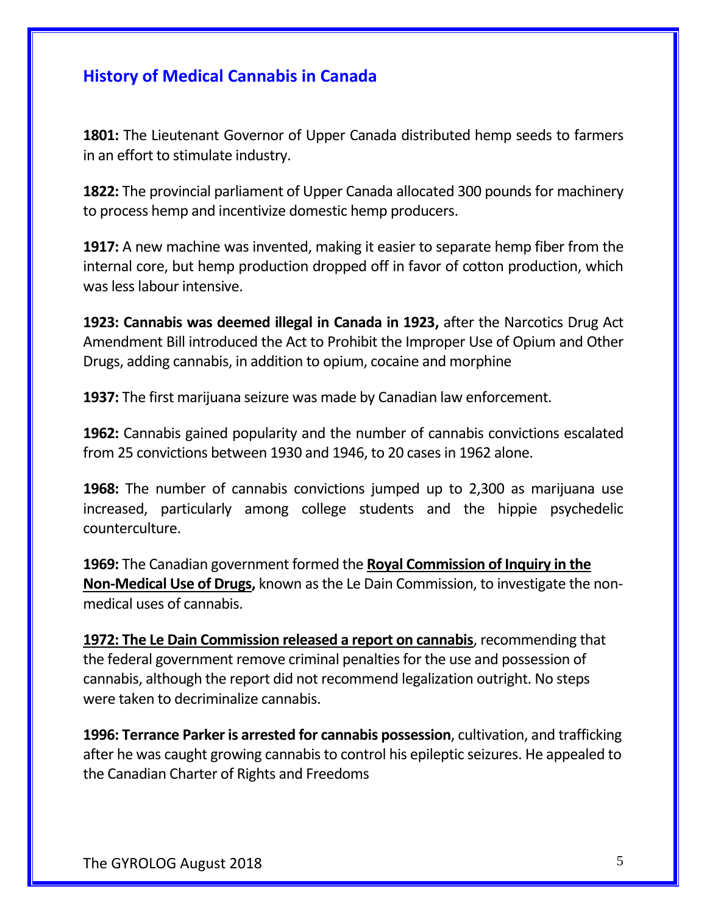## History of Medical Cannabis in Canada

**1801:** The Lieutenant Governor of Upper Canada distributed hemp seeds to farmers in an effort to stimulate industry.

**1822:** The provincial parliament of Upper Canada allocated 300 pounds for machinery to process hemp and incentivize domestic hemp producers.

**1917:** A new machine was invented, making it easier to separate hemp fiber from the internal core, but hemp production dropped off in favor of cotton production, which was less labour intensive.

**1923: Cannabis was deemed illegal in Canada in 1923,** after the Narcotics Drug Act Amendment Bill introduced the Act to Prohibit the Improper Use of Opium and Other Drugs, adding cannabis, in addition to opium, cocaine and morphine

**1937:** The first marijuana seizure was made by Canadian law enforcement.

**1962:** Cannabis gained popularity and the number of cannabis convictions escalated from 25 convictions between 1930 and 1946, to 20 cases in 1962 alone.

**1968:** The number of cannabis convictions jumped up to 2,300 as marijuana use increased, particularly among college students and the hippie psychedelic counterculture.

**1969:** The Canadian government formed the **Royal Commission of Inquiry in the Non-Medical Use of Drugs,** known as the Le Dain Commission, to investigate the non-medical uses of cannabis.

**1972: The Le Dain Commission released a report on cannabis**, recommending that the federal government remove criminal penalties for the use and possession of cannabis, although the report did not recommend legalization outright. No steps were taken to decriminalize cannabis.

**1996: Terrance Parker is arrested for cannabis possession**, cultivation, and trafficking after he was caught growing cannabis to control his epileptic seizures. He appealed to the Canadian Charter of Rights and Freedoms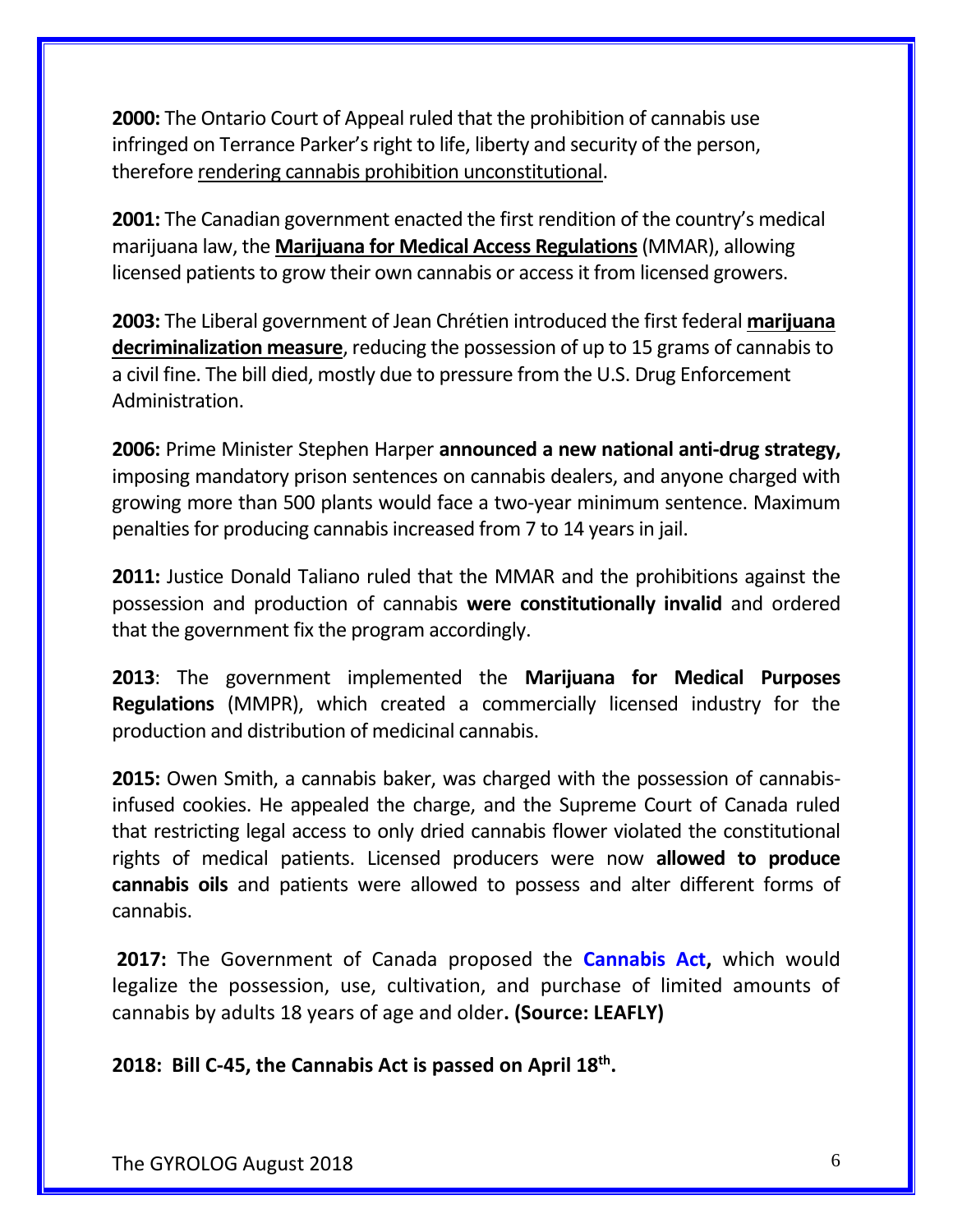**2000:** The Ontario Court of Appeal ruled that the prohibition of cannabis use infringed on Terrance Parker's right to life, liberty and security of the person, therefore rendering cannabis prohibition unconstitutional.

**2001:** The Canadian government enacted the first rendition of the country's medical marijuana law, the **Marijuana for Medical Access Regulations** (MMAR), allowing licensed patients to grow their own cannabis or access it from licensed growers.

**2003:** The Liberal government of Jean Chrétien introduced the first federal **marijuana decriminalization measure**, reducing the possession of up to 15 grams of cannabis to a civil fine. The bill died, mostly due to pressure from the U.S. Drug Enforcement Administration.

**2006:** Prime Minister Stephen Harper **announced a new national anti-drug strategy,** imposing mandatory prison sentences on cannabis dealers, and anyone charged with growing more than 500 plants would face a two-year minimum sentence. Maximum penalties for producing cannabis increased from 7 to 14 years in jail.

**2011:** Justice Donald Taliano ruled that the MMAR and the prohibitions against the possession and production of cannabis **were constitutionally invalid** and ordered that the government fix the program accordingly.

**2013**: The government implemented the **Marijuana for Medical Purposes Regulations** (MMPR), which created a commercially licensed industry for the production and distribution of medicinal cannabis.

**2015:** Owen Smith, a cannabis baker, was charged with the possession of cannabis-infused cookies. He appealed the charge, and the Supreme Court of Canada ruled that restricting legal access to only dried cannabis flower violated the constitutional rights of medical patients. Licensed producers were now **allowed to produce cannabis oils** and patients were allowed to possess and alter different forms of cannabis.

**2017:** The Government of Canada proposed the **Cannabis Act,** which would legalize the possession, use, cultivation, and purchase of limited amounts of cannabis by adults 18 years of age and older**. (Source: LEAFLY)**

**2018: Bill C-45, the Cannabis Act is passed on April 18th.**

The GYROLOG August 2018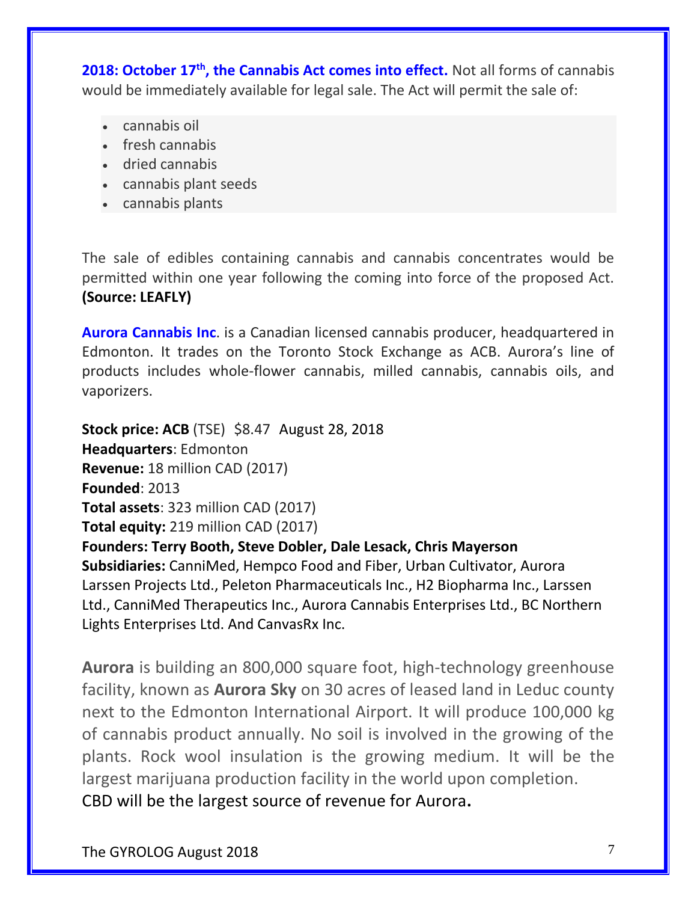**2018: October 17th, the Cannabis Act comes into effect.** Not all forms of cannabis would be immediately available for legal sale. The Act will permit the sale of:

- cannabis oil
- fresh cannabis
- dried cannabis
- cannabis plant seeds
- cannabis plants

The sale of edibles containing cannabis and cannabis concentrates would be permitted within one year following the coming into force of the proposed Act. **(Source: LEAFLY)**

**Aurora Cannabis Inc**. is a Canadian licensed cannabis producer, headquartered in Edmonton. It trades on the Toronto Stock Exchange as ACB. Aurora's line of products includes whole-flower cannabis, milled cannabis, cannabis oils, and vaporizers.

**Stock price: ACB** (TSE) $8.47 August 28, 2018
**Headquarters**: Edmonton
**Revenue:** 18 million CAD (2017)
**Founded**: 2013
**Total assets**: 323 million CAD (2017)
**Total equity:** 219 million CAD (2017)
**Founders: Terry Booth, Steve Dobler, Dale Lesack, Chris Mayerson**
**Subsidiaries:** CanniMed, Hempco Food and Fiber, Urban Cultivator, Aurora Larssen Projects Ltd., Peleton Pharmaceuticals Inc., H2 Biopharma Inc., Larssen Ltd., CanniMed Therapeutics Inc., Aurora Cannabis Enterprises Ltd., BC Northern Lights Enterprises Ltd. And CanvasRx Inc.

**Aurora** is building an 800,000 square foot, high-technology greenhouse facility, known as **Aurora Sky** on 30 acres of leased land in Leduc county next to the Edmonton International Airport. It will produce 100,000 kg of cannabis product annually. No soil is involved in the growing of the plants. Rock wool insulation is the growing medium. It will be the largest marijuana production facility in the world upon completion.
CBD will be the largest source of revenue for Aurora**.**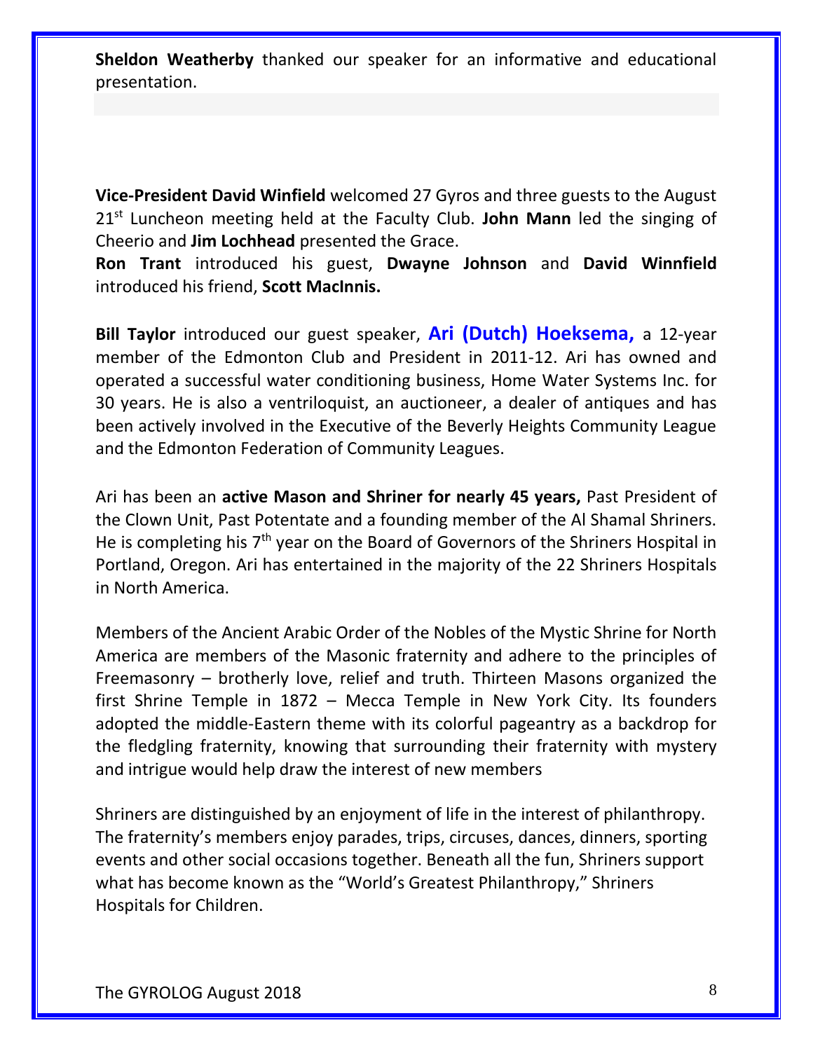**Sheldon Weatherby** thanked our speaker for an informative and educational presentation.

**Vice-President David Winfield** welcomed 27 Gyros and three guests to the August 21st Luncheon meeting held at the Faculty Club. **John Mann** led the singing of Cheerio and **Jim Lochhead** presented the Grace.

**Ron Trant** introduced his guest, **Dwayne Johnson** and **David Winnfield** introduced his friend, **Scott MacInnis.**

**Bill Taylor** introduced our guest speaker, **Ari (Dutch) Hoeksema,** a 12-year member of the Edmonton Club and President in 2011-12. Ari has owned and operated a successful water conditioning business, Home Water Systems Inc. for 30 years. He is also a ventriloquist, an auctioneer, a dealer of antiques and has been actively involved in the Executive of the Beverly Heights Community League and the Edmonton Federation of Community Leagues.

Ari has been an **active Mason and Shriner for nearly 45 years,** Past President of the Clown Unit, Past Potentate and a founding member of the Al Shamal Shriners. He is completing his 7th year on the Board of Governors of the Shriners Hospital in Portland, Oregon. Ari has entertained in the majority of the 22 Shriners Hospitals in North America.

Members of the Ancient Arabic Order of the Nobles of the Mystic Shrine for North America are members of the Masonic fraternity and adhere to the principles of Freemasonry – brotherly love, relief and truth. Thirteen Masons organized the first Shrine Temple in 1872 – Mecca Temple in New York City. Its founders adopted the middle-Eastern theme with its colorful pageantry as a backdrop for the fledgling fraternity, knowing that surrounding their fraternity with mystery and intrigue would help draw the interest of new members

Shriners are distinguished by an enjoyment of life in the interest of philanthropy. The fraternity's members enjoy parades, trips, circuses, dances, dinners, sporting events and other social occasions together. Beneath all the fun, Shriners support what has become known as the "World's Greatest Philanthropy," Shriners Hospitals for Children.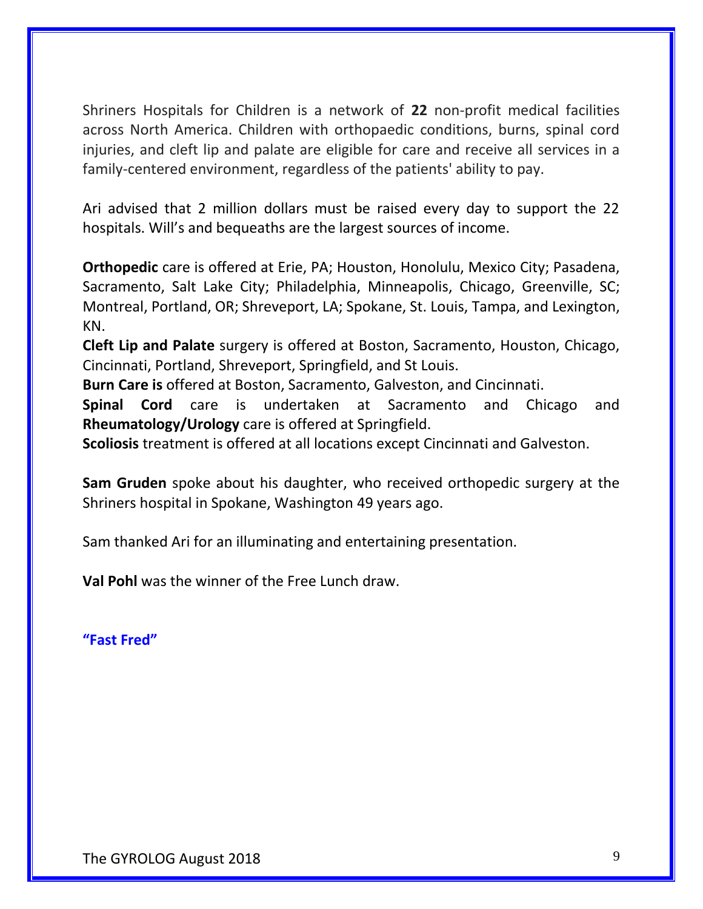Shriners Hospitals for Children is a network of **22** non-profit medical facilities across North America. Children with orthopaedic conditions, burns, spinal cord injuries, and cleft lip and palate are eligible for care and receive all services in a family-centered environment, regardless of the patients' ability to pay.

Ari advised that 2 million dollars must be raised every day to support the 22 hospitals. Will's and bequeaths are the largest sources of income.

**Orthopedic** care is offered at Erie, PA; Houston, Honolulu, Mexico City; Pasadena, Sacramento, Salt Lake City; Philadelphia, Minneapolis, Chicago, Greenville, SC; Montreal, Portland, OR; Shreveport, LA; Spokane, St. Louis, Tampa, and Lexington, KN.

**Cleft Lip and Palate** surgery is offered at Boston, Sacramento, Houston, Chicago, Cincinnati, Portland, Shreveport, Springfield, and St Louis.

**Burn Care is** offered at Boston, Sacramento, Galveston, and Cincinnati.

**Spinal Cord** care is undertaken at Sacramento and Chicago and **Rheumatology/Urology** care is offered at Springfield.

**Scoliosis** treatment is offered at all locations except Cincinnati and Galveston.

**Sam Gruden** spoke about his daughter, who received orthopedic surgery at the Shriners hospital in Spokane, Washington 49 years ago.

Sam thanked Ari for an illuminating and entertaining presentation.

**Val Pohl** was the winner of the Free Lunch draw.

**"Fast Fred"**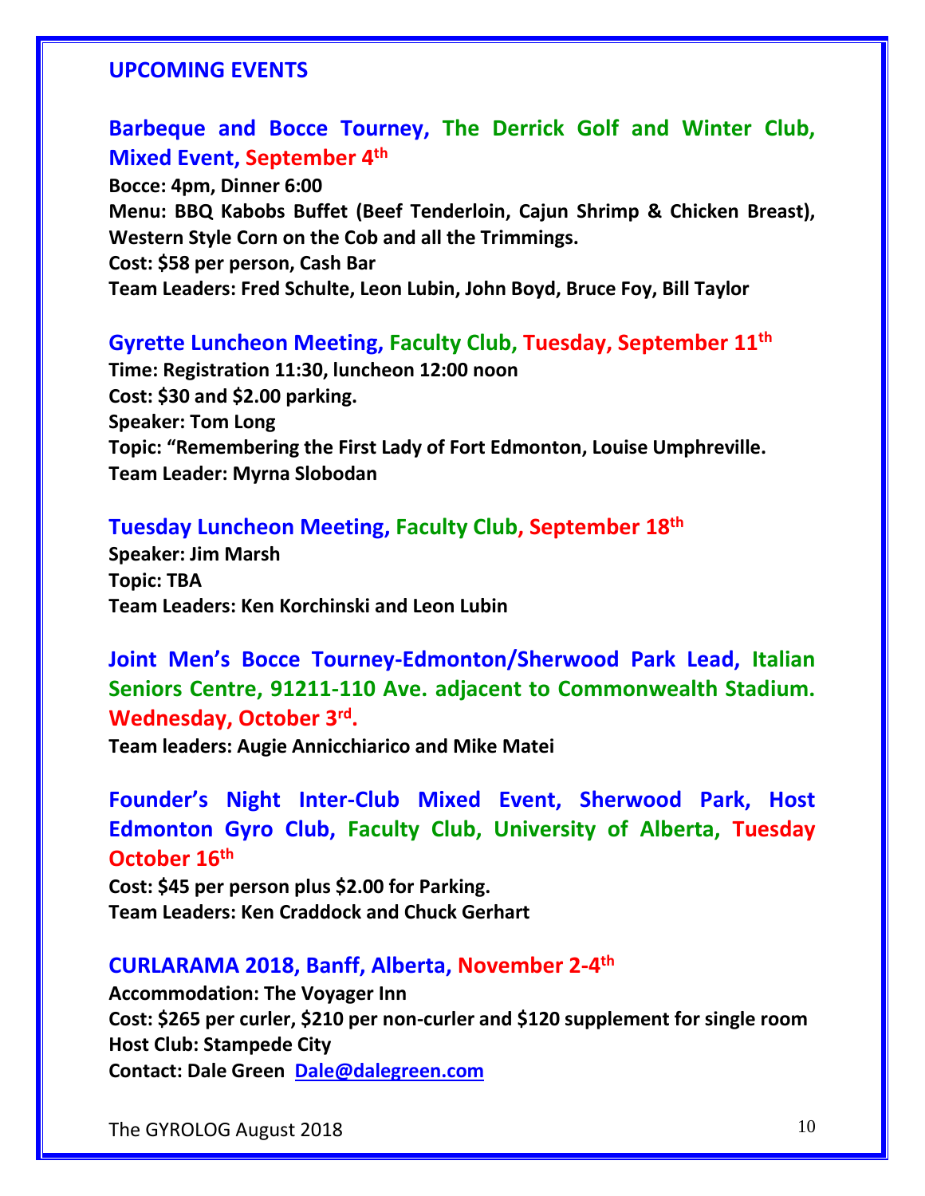## UPCOMING EVENTS

### Barbeque and Bocce Tourney, The Derrick Golf and Winter Club, Mixed Event, September 4th

**Bocce: 4pm, Dinner 6:00**
**Menu: BBQ Kabobs Buffet (Beef Tenderloin, Cajun Shrimp & Chicken Breast), Western Style Corn on the Cob and all the Trimmings.**
**Cost: $58 per person, Cash Bar**
**Team Leaders: Fred Schulte, Leon Lubin, John Boyd, Bruce Foy, Bill Taylor**

### Gyrette Luncheon Meeting, Faculty Club, Tuesday, September 11th

**Time: Registration 11:30, luncheon 12:00 noon**
**Cost: $30 and $2.00 parking.**
**Speaker: Tom Long**
**Topic: "Remembering the First Lady of Fort Edmonton, Louise Umphreville.**
**Team Leader: Myrna Slobodan**

### Tuesday Luncheon Meeting, Faculty Club, September 18th

**Speaker: Jim Marsh**
**Topic: TBA**
**Team Leaders: Ken Korchinski and Leon Lubin**

### Joint Men's Bocce Tourney-Edmonton/Sherwood Park Lead, Italian Seniors Centre, 91211-110 Ave. adjacent to Commonwealth Stadium. Wednesday, October 3rd.

**Team leaders: Augie Annicchiarico and Mike Matei**

### Founder's Night Inter-Club Mixed Event, Sherwood Park, Host Edmonton Gyro Club, Faculty Club, University of Alberta, Tuesday October 16th

**Cost: $45 per person plus $2.00 for Parking.**
**Team Leaders: Ken Craddock and Chuck Gerhart**

### CURLARAMA 2018, Banff, Alberta, November 2-4th

**Accommodation: The Voyager Inn**
**Cost: $265 per curler, $210 per non-curler and $120 supplement for single room**
**Host Club: Stampede City**
**Contact: Dale Green Dale@dalegreen.com**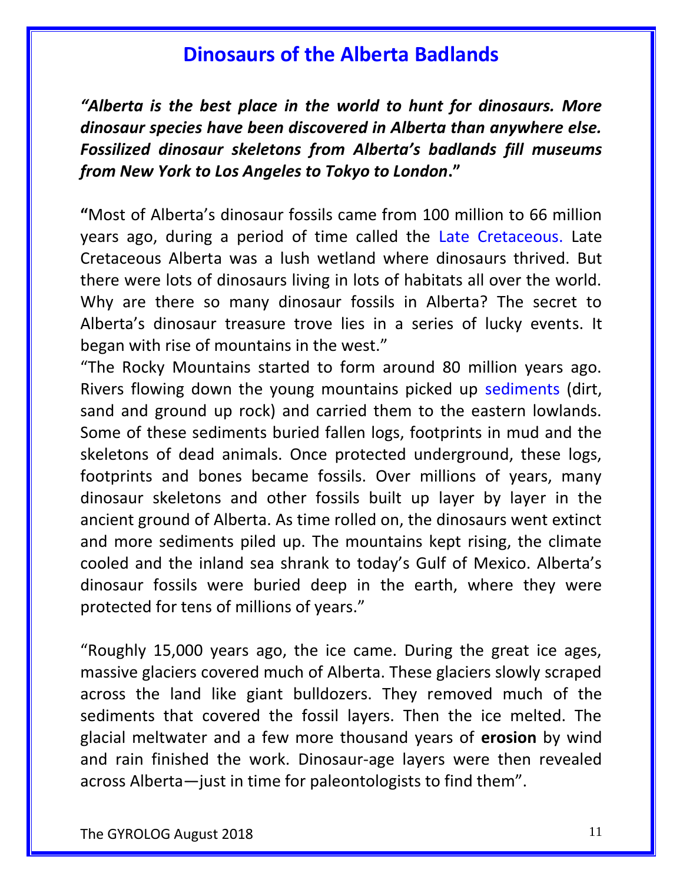# Dinosaurs of the Alberta Badlands

***"Alberta is the best place in the world to hunt for dinosaurs. More dinosaur species have been discovered in Alberta than anywhere else. Fossilized dinosaur skeletons from Alberta's badlands fill museums from New York to Los Angeles to Tokyo to London*."**

**"**Most of Alberta's dinosaur fossils came from 100 million to 66 million years ago, during a period of time called the Late Cretaceous. Late Cretaceous Alberta was a lush wetland where dinosaurs thrived. But there were lots of dinosaurs living in lots of habitats all over the world. Why are there so many dinosaur fossils in Alberta? The secret to Alberta's dinosaur treasure trove lies in a series of lucky events. It began with rise of mountains in the west."

"The Rocky Mountains started to form around 80 million years ago. Rivers flowing down the young mountains picked up sediments (dirt, sand and ground up rock) and carried them to the eastern lowlands. Some of these sediments buried fallen logs, footprints in mud and the skeletons of dead animals. Once protected underground, these logs, footprints and bones became fossils. Over millions of years, many dinosaur skeletons and other fossils built up layer by layer in the ancient ground of Alberta. As time rolled on, the dinosaurs went extinct and more sediments piled up. The mountains kept rising, the climate cooled and the inland sea shrank to today's Gulf of Mexico. Alberta's dinosaur fossils were buried deep in the earth, where they were protected for tens of millions of years."

"Roughly 15,000 years ago, the ice came. During the great ice ages, massive glaciers covered much of Alberta. These glaciers slowly scraped across the land like giant bulldozers. They removed much of the sediments that covered the fossil layers. Then the ice melted. The glacial meltwater and a few more thousand years of **erosion** by wind and rain finished the work. Dinosaur-age layers were then revealed across Alberta—just in time for paleontologists to find them".

The GYROLOG August 2018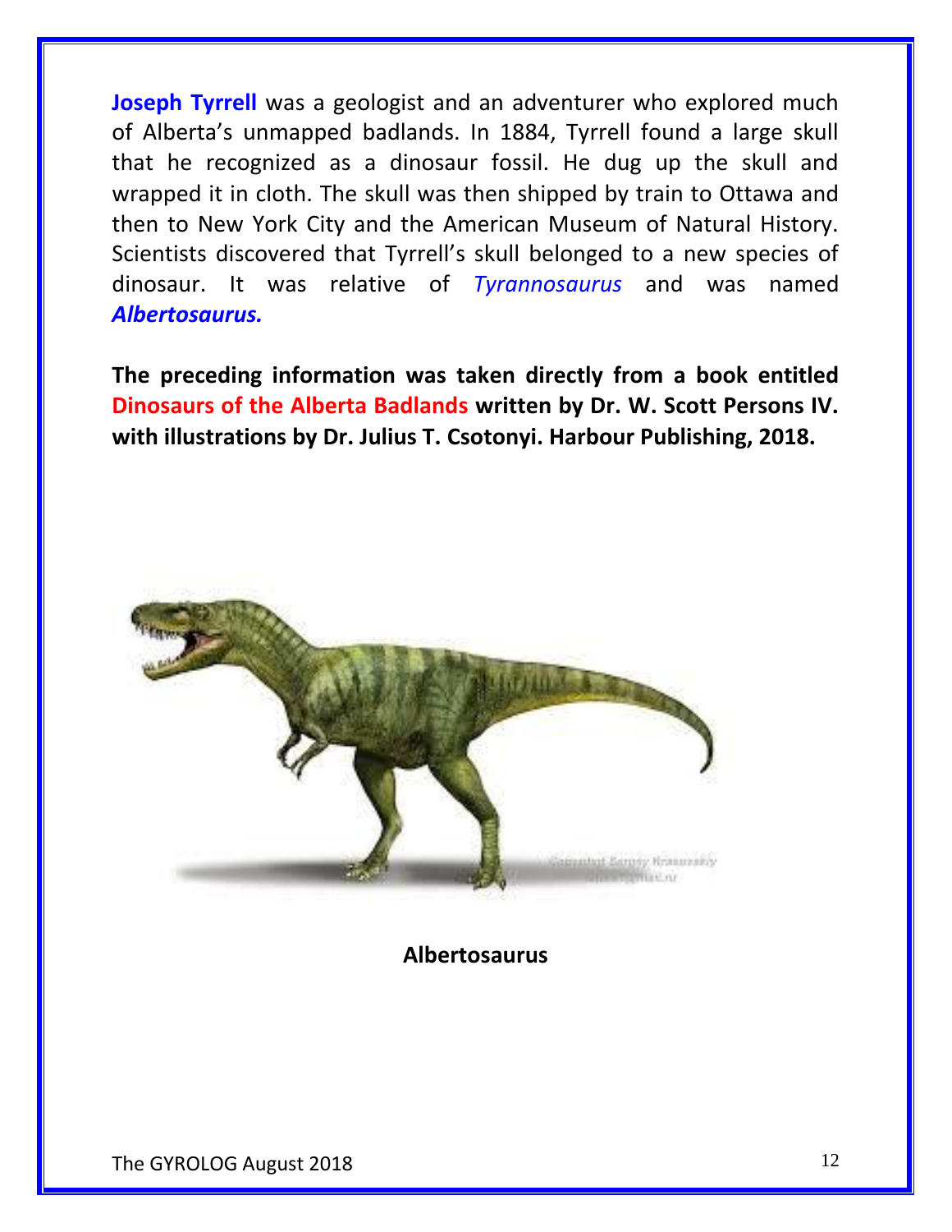**Joseph Tyrrell** was a geologist and an adventurer who explored much of Alberta's unmapped badlands. In 1884, Tyrrell found a large skull that he recognized as a dinosaur fossil. He dug up the skull and wrapped it in cloth. The skull was then shipped by train to Ottawa and then to New York City and the American Museum of Natural History. Scientists discovered that Tyrrell's skull belonged to a new species of dinosaur. It was relative of *Tyrannosaurus* and was named ***Albertosaurus.***

**The preceding information was taken directly from a book entitled Dinosaurs of the Alberta Badlands written by Dr. W. Scott Persons IV. with illustrations by Dr. Julius T. Csotonyi. Harbour Publishing, 2018.**

**Albertosaurus**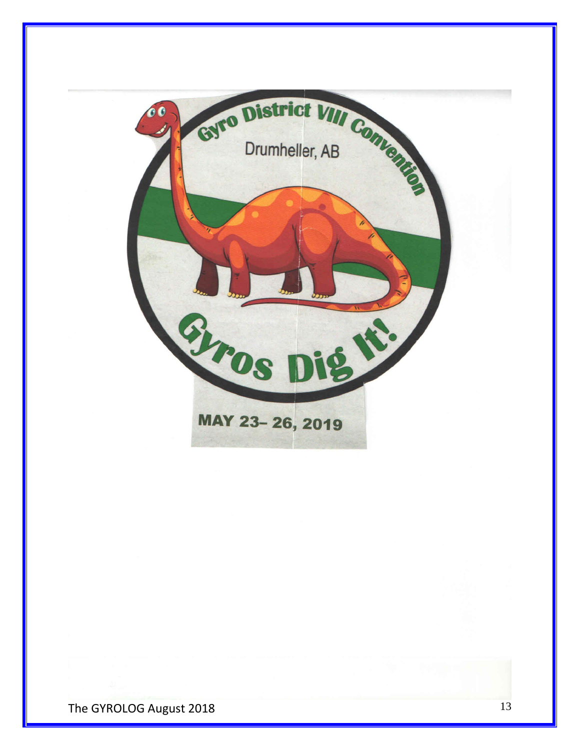Gyro District VIII Convention

Drumheller, AB

Gyros Dig It!

MAY 23– 26, 2019